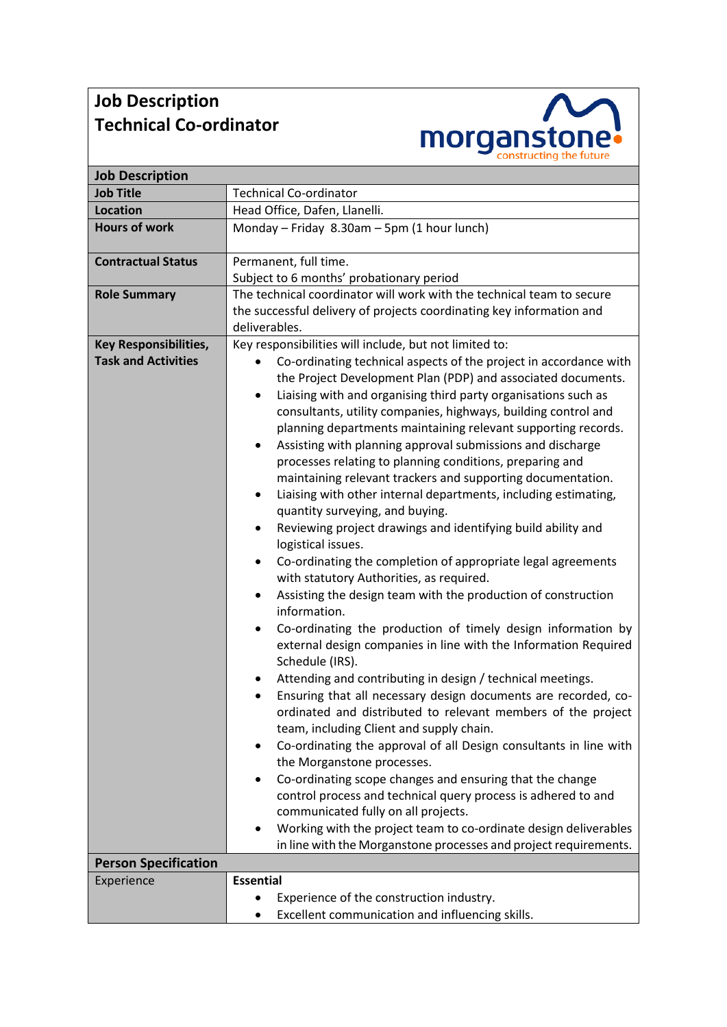# Job Description
## Technical Co-ordinator

morganstone
constructing the future

| Job Description | |
|---|---|
| **Job Title** | Technical Co-ordinator |
| **Location** | Head Office, Dafen, Llanelli. |
| **Hours of work** | Monday – Friday 8.30am – 5pm (1 hour lunch) |
| **Contractual Status** | Permanent, full time.<br>Subject to 6 months' probationary period |
| **Role Summary** | The technical coordinator will work with the technical team to secure the successful delivery of projects coordinating key information and deliverables. |
| **Key Responsibilities, Task and Activities** | Key responsibilities will include, but not limited to:<br>• Co-ordinating technical aspects of the project in accordance with the Project Development Plan (PDP) and associated documents.<br>• Liaising with and organising third party organisations such as consultants, utility companies, highways, building control and planning departments maintaining relevant supporting records.<br>• Assisting with planning approval submissions and discharge processes relating to planning conditions, preparing and maintaining relevant trackers and supporting documentation.<br>• Liaising with other internal departments, including estimating, quantity surveying, and buying.<br>• Reviewing project drawings and identifying build ability and logistical issues.<br>• Co-ordinating the completion of appropriate legal agreements with statutory Authorities, as required.<br>• Assisting the design team with the production of construction information.<br>• Co-ordinating the production of timely design information by external design companies in line with the Information Required Schedule (IRS).<br>• Attending and contributing in design / technical meetings.<br>• Ensuring that all necessary design documents are recorded, co-ordinated and distributed to relevant members of the project team, including Client and supply chain.<br>• Co-ordinating the approval of all Design consultants in line with the Morganstone processes.<br>• Co-ordinating scope changes and ensuring that the change control process and technical query process is adhered to and communicated fully on all projects.<br>• Working with the project team to co-ordinate design deliverables in line with the Morganstone processes and project requirements. |
| **Person Specification** | |
| Experience | **Essential**<br>• Experience of the construction industry.<br>• Excellent communication and influencing skills. |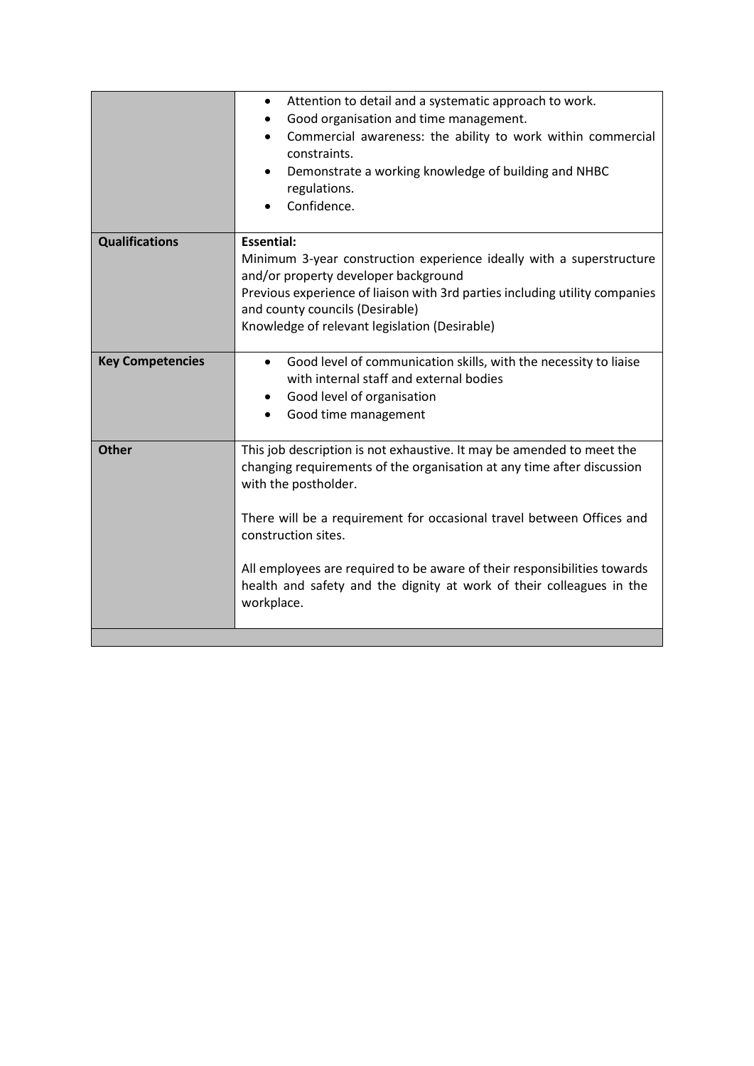| | |
|---|---|
| | • Attention to detail and a systematic approach to work.<br>• Good organisation and time management.<br>• Commercial awareness: the ability to work within commercial constraints.<br>• Demonstrate a working knowledge of building and NHBC regulations.<br>• Confidence. |
| **Qualifications** | **Essential:**<br>Minimum 3-year construction experience ideally with a superstructure and/or property developer background<br>Previous experience of liaison with 3rd parties including utility companies and county councils (Desirable)<br>Knowledge of relevant legislation (Desirable) |
| **Key Competencies** | • Good level of communication skills, with the necessity to liaise with internal staff and external bodies<br>• Good level of organisation<br>• Good time management |
| **Other** | This job description is not exhaustive. It may be amended to meet the changing requirements of the organisation at any time after discussion with the postholder.<br><br>There will be a requirement for occasional travel between Offices and construction sites.<br><br>All employees are required to be aware of their responsibilities towards health and safety and the dignity at work of their colleagues in the workplace. |